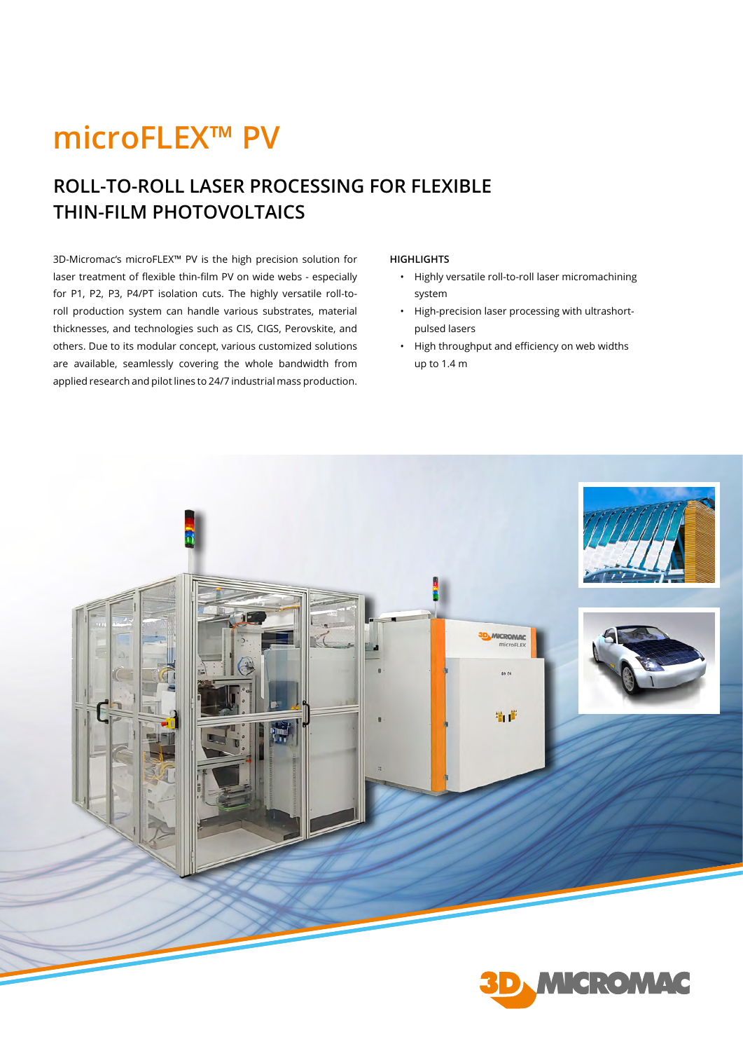# microFLEX™ PV

## ROLL-TO-ROLL LASER PROCESSING FOR FLEXIBLE THIN-FILM PHOTOVOLTAICS

3D-Micromac's microFLEX™ PV is the high precision solution for laser treatment of flexible thin-film PV on wide webs - especially for P1, P2, P3, P4/PT isolation cuts. The highly versatile roll-to-roll production system can handle various substrates, material thicknesses, and technologies such as CIS, CIGS, Perovskite, and others. Due to its modular concept, various customized solutions are available, seamlessly covering the whole bandwidth from applied research and pilot lines to 24/7 industrial mass production.

**HIGHLIGHTS**

- Highly versatile roll-to-roll laser micromachining system
- High-precision laser processing with ultrashort-pulsed lasers
- High throughput and efficiency on web widths up to 1.4 m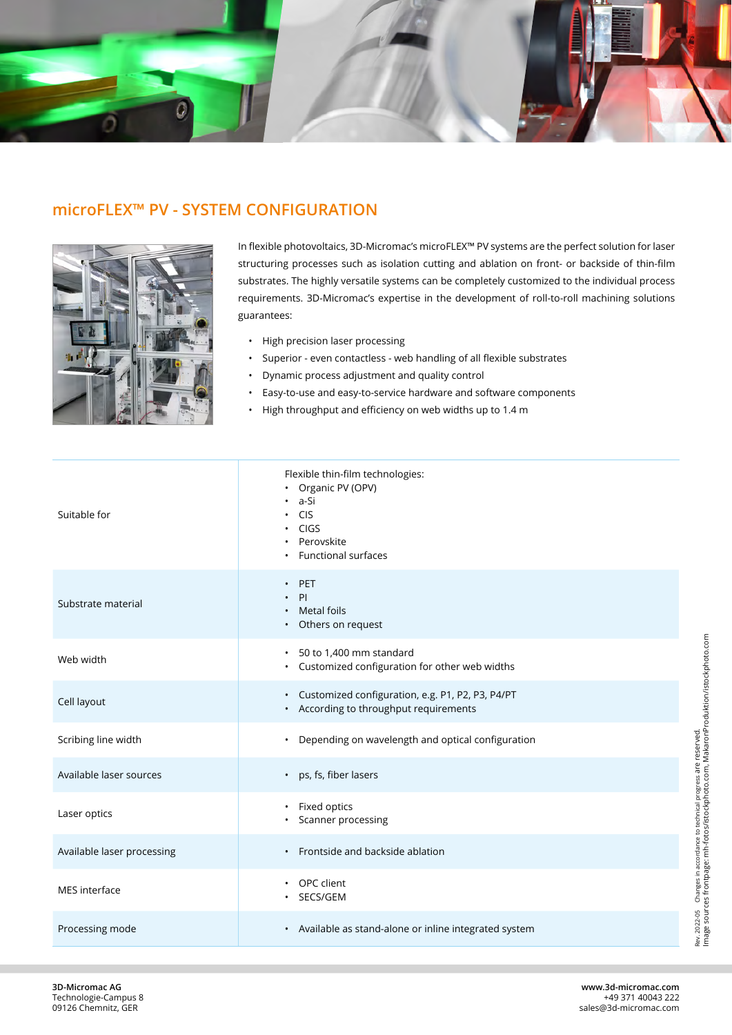## microFLEX™ PV - SYSTEM CONFIGURATION

In flexible photovoltaics, 3D-Micromac's microFLEX™ PV systems are the perfect solution for laser structuring processes such as isolation cutting and ablation on front- or backside of thin-film substrates. The highly versatile systems can be completely customized to the individual process requirements. 3D-Micromac's expertise in the development of roll-to-roll machining solutions guarantees:

- High precision laser processing
- Superior - even contactless - web handling of all flexible substrates
- Dynamic process adjustment and quality control
- Easy-to-use and easy-to-service hardware and software components
- High throughput and efficiency on web widths up to 1.4 m

| | |
|---|---|
| Suitable for | Flexible thin-film technologies:<br>• Organic PV (OPV)<br>• a-Si<br>• CIS<br>• CIGS<br>• Perovskite<br>• Functional surfaces |
| Substrate material | • PET<br>• PI<br>• Metal foils<br>• Others on request |
| Web width | • 50 to 1,400 mm standard<br>• Customized configuration for other web widths |
| Cell layout | • Customized configuration, e.g. P1, P2, P3, P4/PT<br>• According to throughput requirements |
| Scribing line width | • Depending on wavelength and optical configuration |
| Available laser sources | • ps, fs, fiber lasers |
| Laser optics | • Fixed optics<br>• Scanner processing |
| Available laser processing | • Frontside and backside ablation |
| MES interface | • OPC client<br>• SECS/GEM |
| Processing mode | • Available as stand-alone or inline integrated system |

Rev. 2022-05 Changes in accordance to technical progress are reserved.
Image sources frontpage: mh-fotos/istockphoto.com, MakaronProduktion/istockphoto.com

**3D-Micromac AG**
Technologie-Campus 8
09126 Chemnitz, GER

**www.3d-micromac.com**
+49 371 40043 222
sales@3d-micromac.com